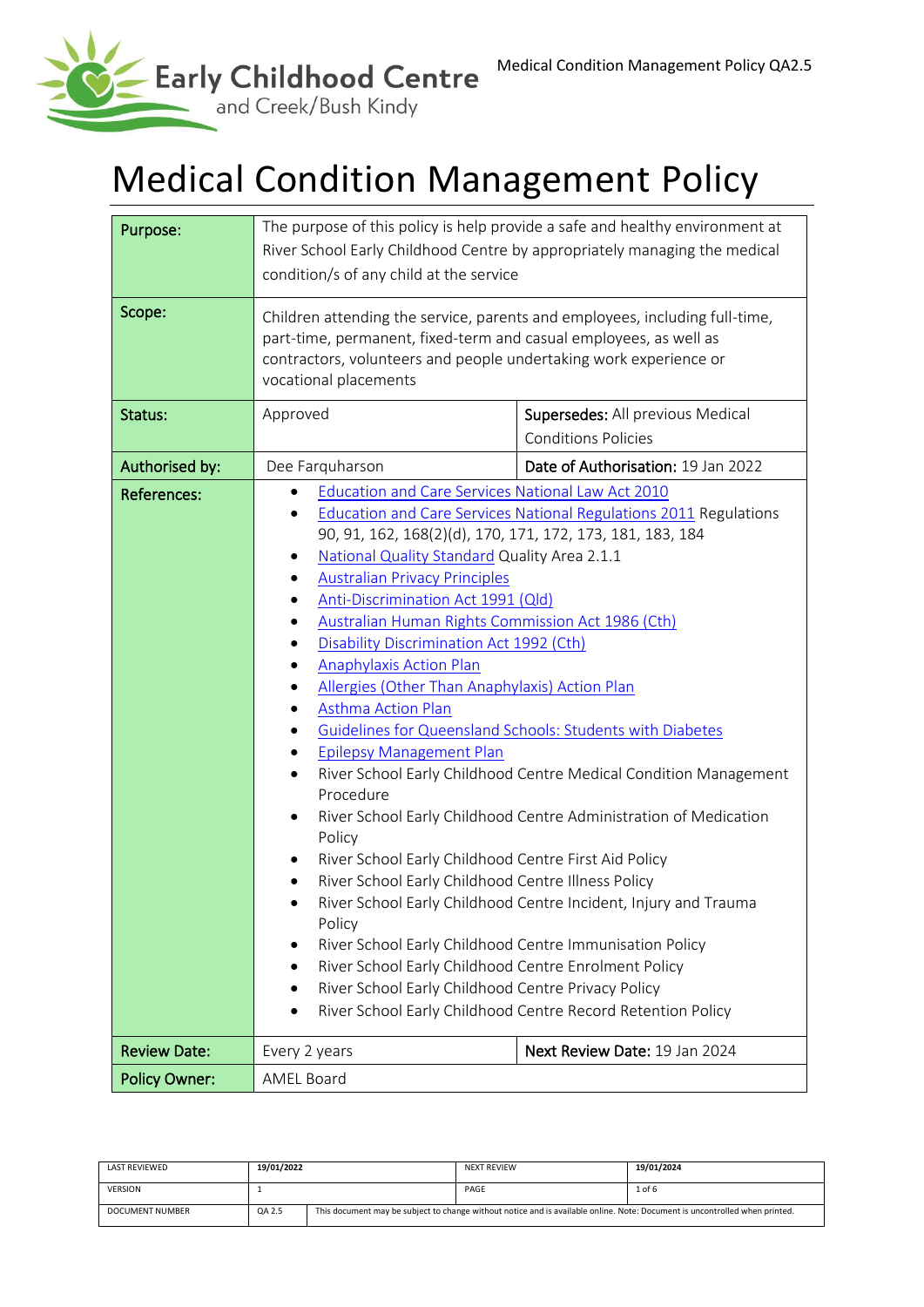# Medical Condition Management Policy

| | | |
|---|---|---|
| **Purpose:** | The purpose of this policy is help provide a safe and healthy environment at River School Early Childhood Centre by appropriately managing the medical condition/s of any child at the service | |
| **Scope:** | Children attending the service, parents and employees, including full-time, part-time, permanent, fixed-term and casual employees, as well as contractors, volunteers and people undertaking work experience or vocational placements | |
| **Status:** | Approved | **Supersedes:** All previous Medical Conditions Policies |
| **Authorised by:** | Dee Farquharson | **Date of Authorisation:** 19 Jan 2022 |
| **References:** | • Education and Care Services National Law Act 2010<br>• Education and Care Services National Regulations 2011 Regulations 90, 91, 162, 168(2)(d), 170, 171, 172, 173, 181, 183, 184<br>• National Quality Standard Quality Area 2.1.1<br>• Australian Privacy Principles<br>• Anti-Discrimination Act 1991 (Qld)<br>• Australian Human Rights Commission Act 1986 (Cth)<br>• Disability Discrimination Act 1992 (Cth)<br>• Anaphylaxis Action Plan<br>• Allergies (Other Than Anaphylaxis) Action Plan<br>• Asthma Action Plan<br>• Guidelines for Queensland Schools: Students with Diabetes<br>• Epilepsy Management Plan<br>• River School Early Childhood Centre Medical Condition Management Procedure<br>• River School Early Childhood Centre Administration of Medication Policy<br>• River School Early Childhood Centre First Aid Policy<br>• River School Early Childhood Centre Illness Policy<br>• River School Early Childhood Centre Incident, Injury and Trauma Policy<br>• River School Early Childhood Centre Immunisation Policy<br>• River School Early Childhood Centre Enrolment Policy<br>• River School Early Childhood Centre Privacy Policy<br>• River School Early Childhood Centre Record Retention Policy | |
| **Review Date:** | Every 2 years | **Next Review Date:** 19 Jan 2024 |
| **Policy Owner:** | AMEL Board | |

| LAST REVIEWED | 19/01/2022 | NEXT REVIEW | 19/01/2024 |
|---|---|---|---|
| VERSION | 1 | PAGE | 1 of 6 |
| DOCUMENT NUMBER | QA 2.5 | This document may be subject to change without notice and is available online. Note: Document is uncontrolled when printed. | |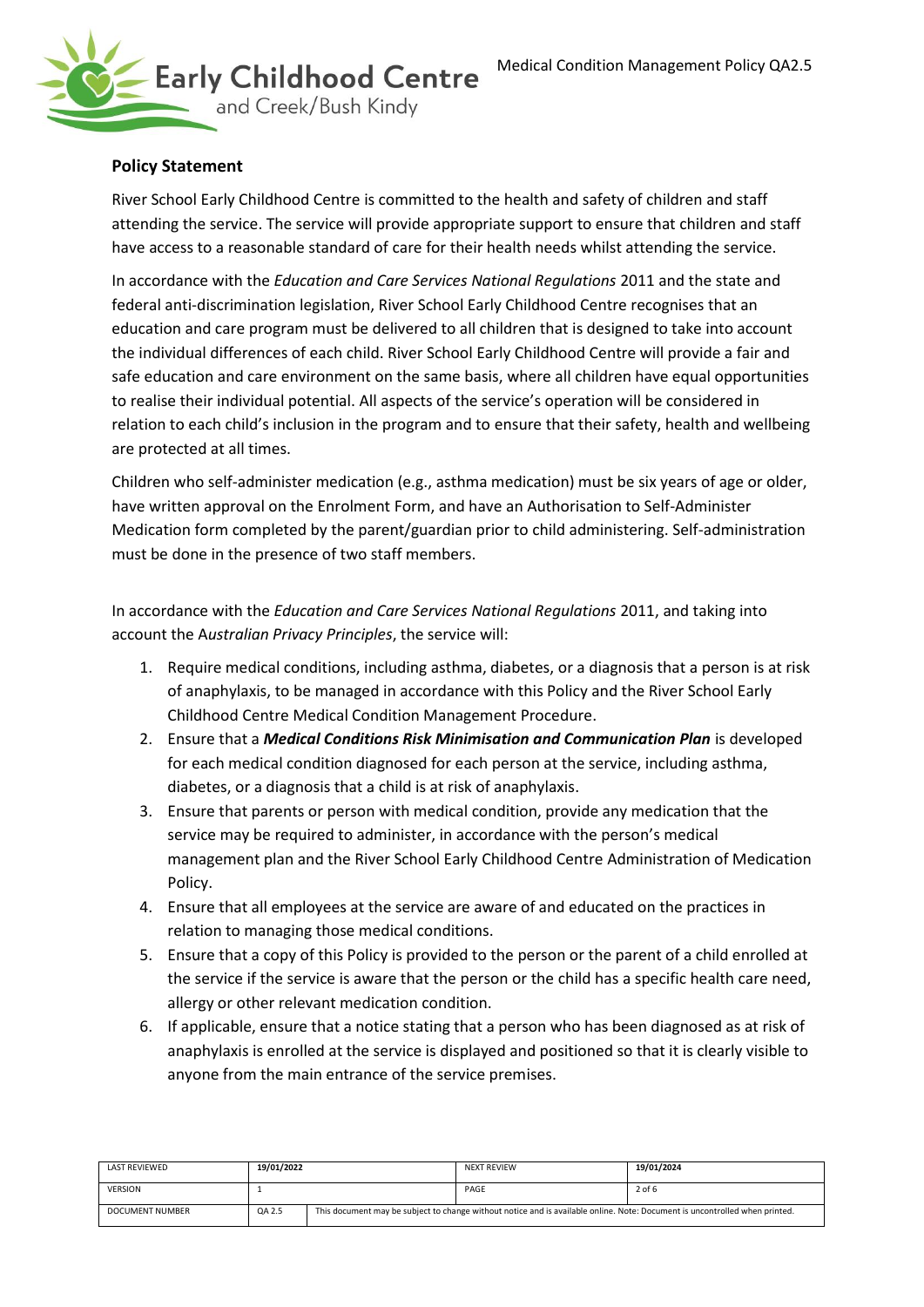## Policy Statement

River School Early Childhood Centre is committed to the health and safety of children and staff attending the service. The service will provide appropriate support to ensure that children and staff have access to a reasonable standard of care for their health needs whilst attending the service.

In accordance with the *Education and Care Services National Regulations* 2011 and the state and federal anti-discrimination legislation, River School Early Childhood Centre recognises that an education and care program must be delivered to all children that is designed to take into account the individual differences of each child. River School Early Childhood Centre will provide a fair and safe education and care environment on the same basis, where all children have equal opportunities to realise their individual potential. All aspects of the service's operation will be considered in relation to each child's inclusion in the program and to ensure that their safety, health and wellbeing are protected at all times.

Children who self-administer medication (e.g., asthma medication) must be six years of age or older, have written approval on the Enrolment Form, and have an Authorisation to Self-Administer Medication form completed by the parent/guardian prior to child administering. Self-administration must be done in the presence of two staff members.

In accordance with the *Education and Care Services National Regulations* 2011, and taking into account the A*ustralian Privacy Principles*, the service will:

1. Require medical conditions, including asthma, diabetes, or a diagnosis that a person is at risk of anaphylaxis, to be managed in accordance with this Policy and the River School Early Childhood Centre Medical Condition Management Procedure.
2. Ensure that a ***Medical Conditions Risk Minimisation and Communication Plan*** is developed for each medical condition diagnosed for each person at the service, including asthma, diabetes, or a diagnosis that a child is at risk of anaphylaxis.
3. Ensure that parents or person with medical condition, provide any medication that the service may be required to administer, in accordance with the person's medical management plan and the River School Early Childhood Centre Administration of Medication Policy.
4. Ensure that all employees at the service are aware of and educated on the practices in relation to managing those medical conditions.
5. Ensure that a copy of this Policy is provided to the person or the parent of a child enrolled at the service if the service is aware that the person or the child has a specific health care need, allergy or other relevant medication condition.
6. If applicable, ensure that a notice stating that a person who has been diagnosed as at risk of anaphylaxis is enrolled at the service is displayed and positioned so that it is clearly visible to anyone from the main entrance of the service premises.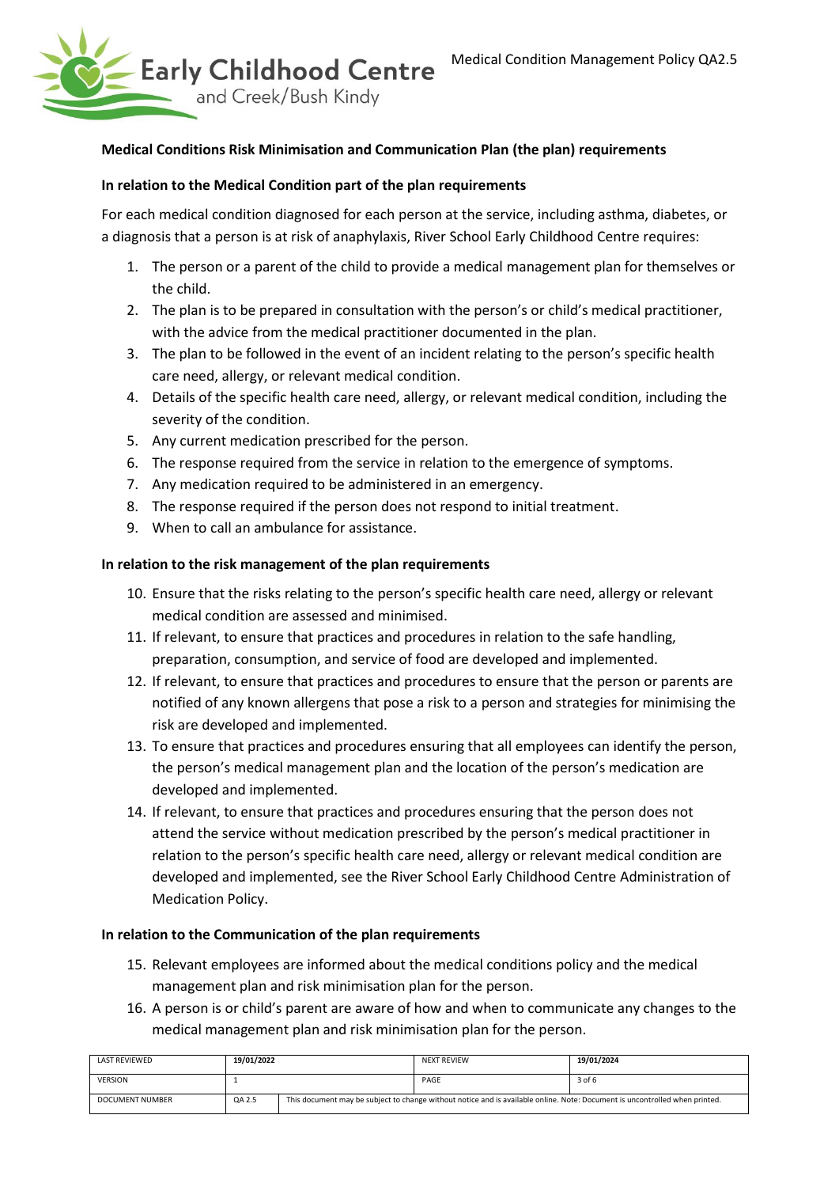**Medical Conditions Risk Minimisation and Communication Plan (the plan) requirements**

**In relation to the Medical Condition part of the plan requirements**

For each medical condition diagnosed for each person at the service, including asthma, diabetes, or a diagnosis that a person is at risk of anaphylaxis, River School Early Childhood Centre requires:

1. The person or a parent of the child to provide a medical management plan for themselves or the child.
2. The plan is to be prepared in consultation with the person's or child's medical practitioner, with the advice from the medical practitioner documented in the plan.
3. The plan to be followed in the event of an incident relating to the person's specific health care need, allergy, or relevant medical condition.
4. Details of the specific health care need, allergy, or relevant medical condition, including the severity of the condition.
5. Any current medication prescribed for the person.
6. The response required from the service in relation to the emergence of symptoms.
7. Any medication required to be administered in an emergency.
8. The response required if the person does not respond to initial treatment.
9. When to call an ambulance for assistance.

**In relation to the risk management of the plan requirements**

10. Ensure that the risks relating to the person's specific health care need, allergy or relevant medical condition are assessed and minimised.
11. If relevant, to ensure that practices and procedures in relation to the safe handling, preparation, consumption, and service of food are developed and implemented.
12. If relevant, to ensure that practices and procedures to ensure that the person or parents are notified of any known allergens that pose a risk to a person and strategies for minimising the risk are developed and implemented.
13. To ensure that practices and procedures ensuring that all employees can identify the person, the person's medical management plan and the location of the person's medication are developed and implemented.
14. If relevant, to ensure that practices and procedures ensuring that the person does not attend the service without medication prescribed by the person's medical practitioner in relation to the person's specific health care need, allergy or relevant medical condition are developed and implemented, see the River School Early Childhood Centre Administration of Medication Policy.

**In relation to the Communication of the plan requirements**

15. Relevant employees are informed about the medical conditions policy and the medical management plan and risk minimisation plan for the person.
16. A person is or child's parent are aware of how and when to communicate any changes to the medical management plan and risk minimisation plan for the person.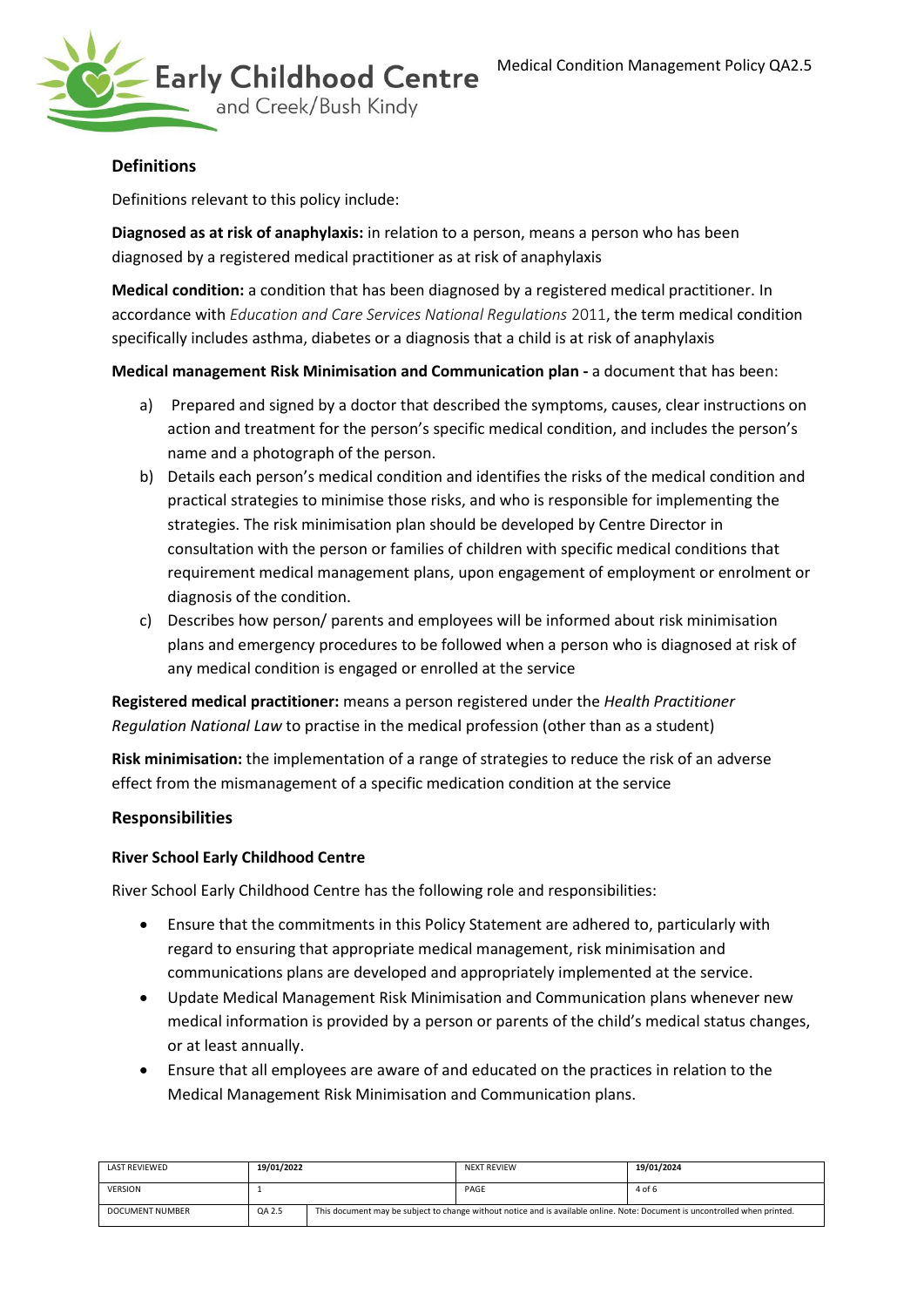## Definitions

Definitions relevant to this policy include:

**Diagnosed as at risk of anaphylaxis:** in relation to a person, means a person who has been diagnosed by a registered medical practitioner as at risk of anaphylaxis

**Medical condition:** a condition that has been diagnosed by a registered medical practitioner. In accordance with *Education and Care Services National Regulations* 2011, the term medical condition specifically includes asthma, diabetes or a diagnosis that a child is at risk of anaphylaxis

**Medical management Risk Minimisation and Communication plan -** a document that has been:

a) Prepared and signed by a doctor that described the symptoms, causes, clear instructions on action and treatment for the person's specific medical condition, and includes the person's name and a photograph of the person.

b) Details each person's medical condition and identifies the risks of the medical condition and practical strategies to minimise those risks, and who is responsible for implementing the strategies. The risk minimisation plan should be developed by Centre Director in consultation with the person or families of children with specific medical conditions that requirement medical management plans, upon engagement of employment or enrolment or diagnosis of the condition.

c) Describes how person/ parents and employees will be informed about risk minimisation plans and emergency procedures to be followed when a person who is diagnosed at risk of any medical condition is engaged or enrolled at the service

**Registered medical practitioner:** means a person registered under the *Health Practitioner Regulation National Law* to practise in the medical profession (other than as a student)

**Risk minimisation:** the implementation of a range of strategies to reduce the risk of an adverse effect from the mismanagement of a specific medication condition at the service

## Responsibilities

### River School Early Childhood Centre

River School Early Childhood Centre has the following role and responsibilities:

- Ensure that the commitments in this Policy Statement are adhered to, particularly with regard to ensuring that appropriate medical management, risk minimisation and communications plans are developed and appropriately implemented at the service.
- Update Medical Management Risk Minimisation and Communication plans whenever new medical information is provided by a person or parents of the child's medical status changes, or at least annually.
- Ensure that all employees are aware of and educated on the practices in relation to the Medical Management Risk Minimisation and Communication plans.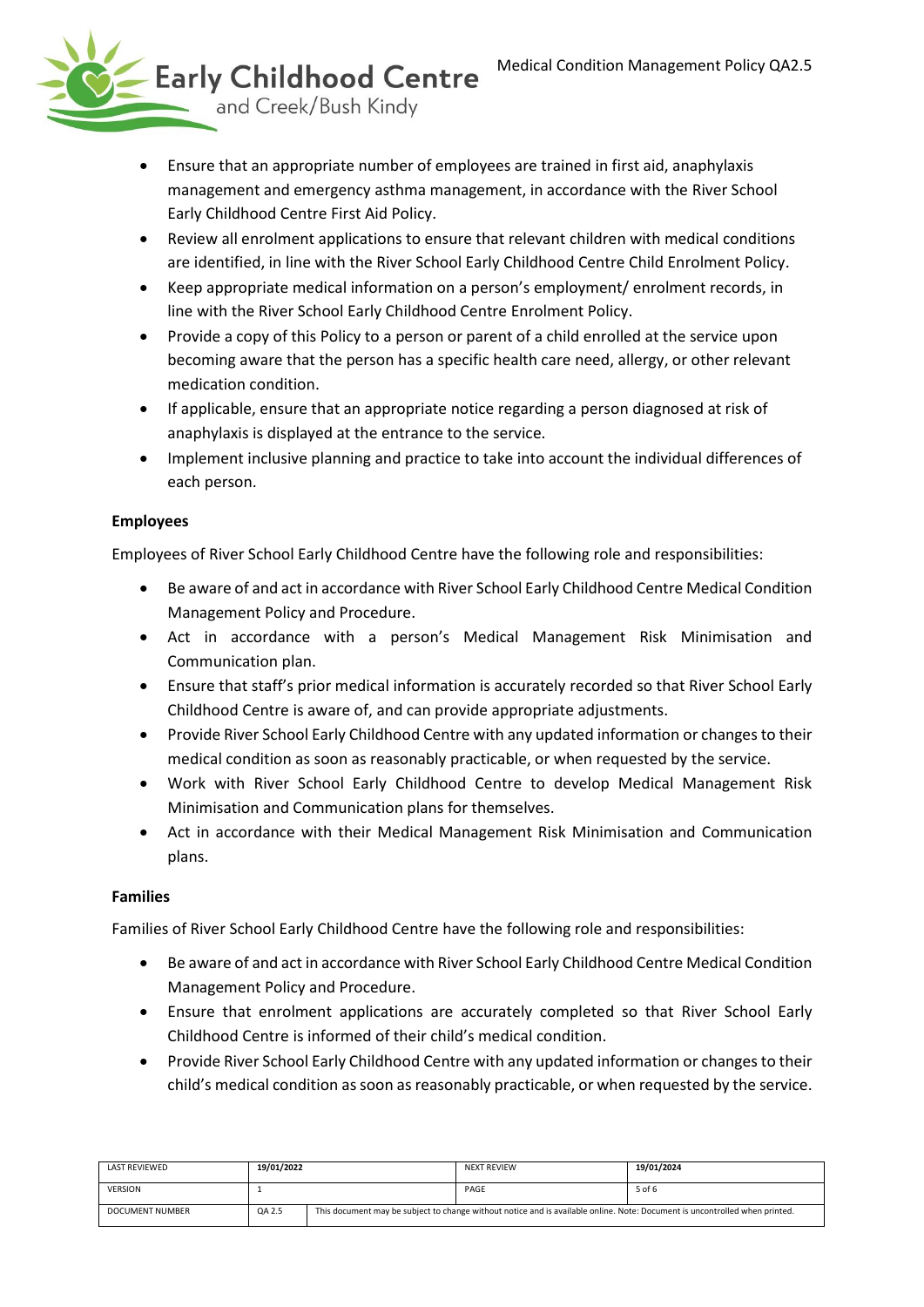- Ensure that an appropriate number of employees are trained in first aid, anaphylaxis management and emergency asthma management, in accordance with the River School Early Childhood Centre First Aid Policy.
- Review all enrolment applications to ensure that relevant children with medical conditions are identified, in line with the River School Early Childhood Centre Child Enrolment Policy.
- Keep appropriate medical information on a person's employment/ enrolment records, in line with the River School Early Childhood Centre Enrolment Policy.
- Provide a copy of this Policy to a person or parent of a child enrolled at the service upon becoming aware that the person has a specific health care need, allergy, or other relevant medication condition.
- If applicable, ensure that an appropriate notice regarding a person diagnosed at risk of anaphylaxis is displayed at the entrance to the service.
- Implement inclusive planning and practice to take into account the individual differences of each person.

**Employees**

Employees of River School Early Childhood Centre have the following role and responsibilities:

- Be aware of and act in accordance with River School Early Childhood Centre Medical Condition Management Policy and Procedure.
- Act in accordance with a person's Medical Management Risk Minimisation and Communication plan.
- Ensure that staff's prior medical information is accurately recorded so that River School Early Childhood Centre is aware of, and can provide appropriate adjustments.
- Provide River School Early Childhood Centre with any updated information or changes to their medical condition as soon as reasonably practicable, or when requested by the service.
- Work with River School Early Childhood Centre to develop Medical Management Risk Minimisation and Communication plans for themselves.
- Act in accordance with their Medical Management Risk Minimisation and Communication plans.

**Families**

Families of River School Early Childhood Centre have the following role and responsibilities:

- Be aware of and act in accordance with River School Early Childhood Centre Medical Condition Management Policy and Procedure.
- Ensure that enrolment applications are accurately completed so that River School Early Childhood Centre is informed of their child's medical condition.
- Provide River School Early Childhood Centre with any updated information or changes to their child's medical condition as soon as reasonably practicable, or when requested by the service.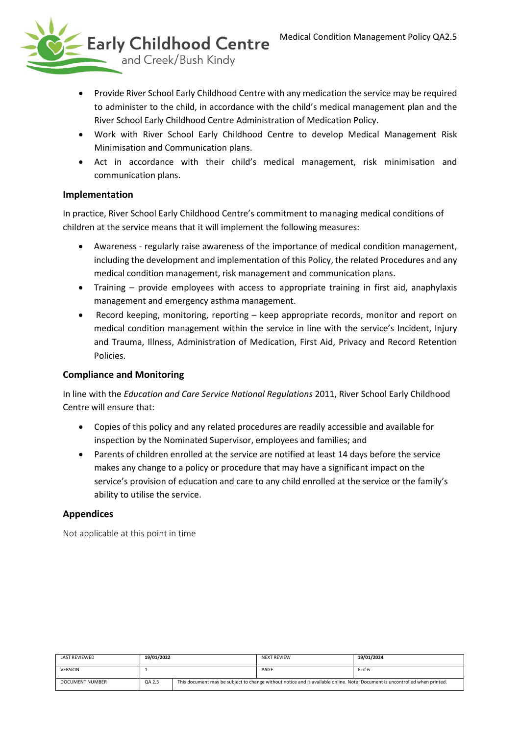- Provide River School Early Childhood Centre with any medication the service may be required to administer to the child, in accordance with the child's medical management plan and the River School Early Childhood Centre Administration of Medication Policy.
- Work with River School Early Childhood Centre to develop Medical Management Risk Minimisation and Communication plans.
- Act in accordance with their child's medical management, risk minimisation and communication plans.

### Implementation

In practice, River School Early Childhood Centre's commitment to managing medical conditions of children at the service means that it will implement the following measures:

- Awareness - regularly raise awareness of the importance of medical condition management, including the development and implementation of this Policy, the related Procedures and any medical condition management, risk management and communication plans.
- Training – provide employees with access to appropriate training in first aid, anaphylaxis management and emergency asthma management.
- Record keeping, monitoring, reporting – keep appropriate records, monitor and report on medical condition management within the service in line with the service's Incident, Injury and Trauma, Illness, Administration of Medication, First Aid, Privacy and Record Retention Policies.

### Compliance and Monitoring

In line with the *Education and Care Service National Regulations* 2011, River School Early Childhood Centre will ensure that:

- Copies of this policy and any related procedures are readily accessible and available for inspection by the Nominated Supervisor, employees and families; and
- Parents of children enrolled at the service are notified at least 14 days before the service makes any change to a policy or procedure that may have a significant impact on the service's provision of education and care to any child enrolled at the service or the family's ability to utilise the service.

### Appendices

Not applicable at this point in time

| | | | | |
|---|---|---|---|---|
| LAST REVIEWED | 19/01/2022 | | NEXT REVIEW | 19/01/2024 |
| VERSION | 1 | | PAGE | 6 of 6 |
| DOCUMENT NUMBER | QA 2.5 | This document may be subject to change without notice and is available online. Note: Document is uncontrolled when printed. | | |